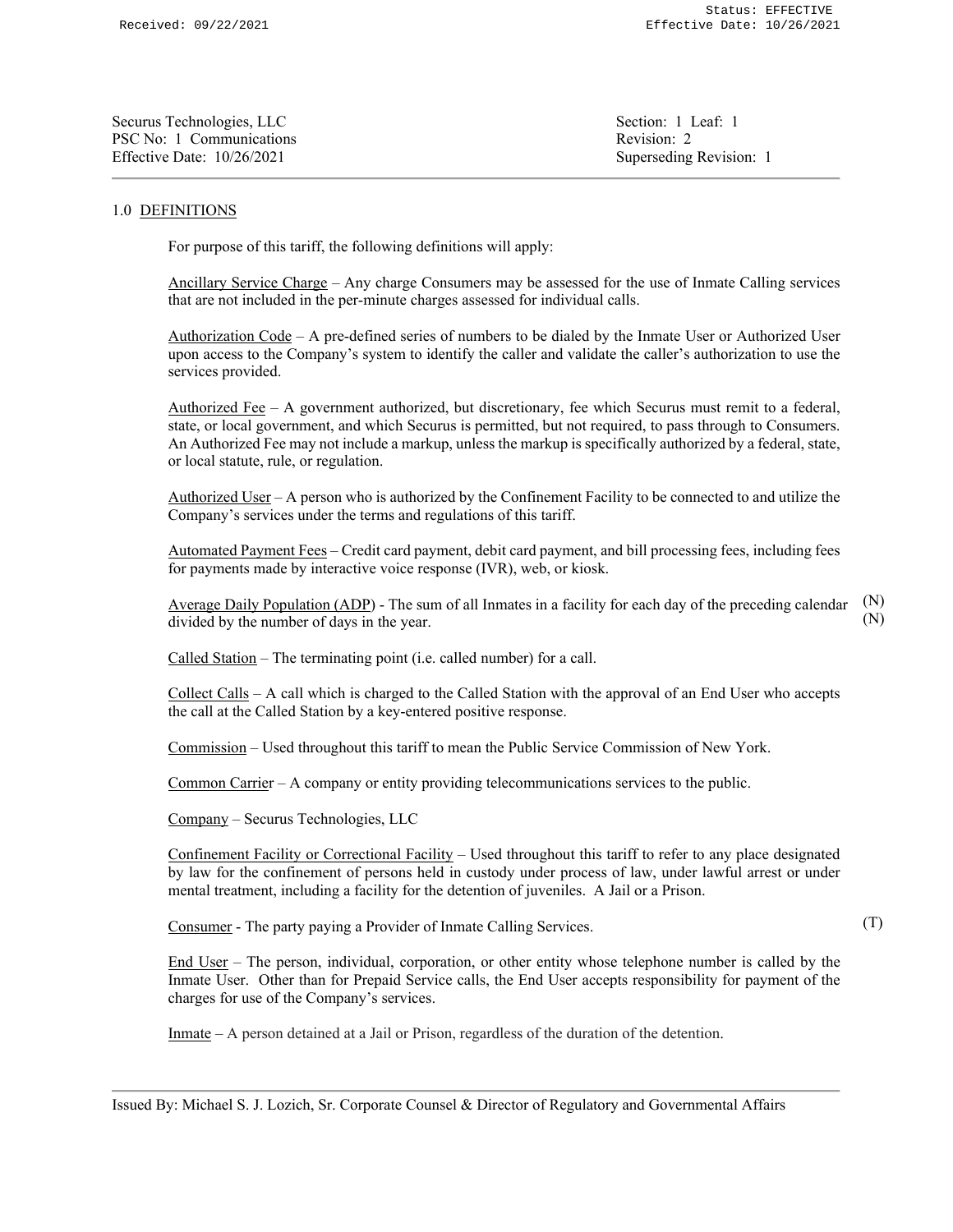Securus Technologies, LLC
PSC No: 1 Communications
Effective Date: 10/26/2021

Section: 1 Leaf: 1
Revision: 2
Superseding Revision: 1

## 1.0 DEFINITIONS

For purpose of this tariff, the following definitions will apply:

Ancillary Service Charge – Any charge Consumers may be assessed for the use of Inmate Calling services that are not included in the per-minute charges assessed for individual calls.

Authorization Code – A pre-defined series of numbers to be dialed by the Inmate User or Authorized User upon access to the Company's system to identify the caller and validate the caller's authorization to use the services provided.

Authorized Fee – A government authorized, but discretionary, fee which Securus must remit to a federal, state, or local government, and which Securus is permitted, but not required, to pass through to Consumers. An Authorized Fee may not include a markup, unless the markup is specifically authorized by a federal, state, or local statute, rule, or regulation.

Authorized User – A person who is authorized by the Confinement Facility to be connected to and utilize the Company's services under the terms and regulations of this tariff.

Automated Payment Fees – Credit card payment, debit card payment, and bill processing fees, including fees for payments made by interactive voice response (IVR), web, or kiosk.

Average Daily Population (ADP) - The sum of all Inmates in a facility for each day of the preceding calendar divided by the number of days in the year. (N)

Called Station – The terminating point (i.e. called number) for a call.

Collect Calls – A call which is charged to the Called Station with the approval of an End User who accepts the call at the Called Station by a key-entered positive response.

Commission – Used throughout this tariff to mean the Public Service Commission of New York.

Common Carrier – A company or entity providing telecommunications services to the public.

Company – Securus Technologies, LLC

Confinement Facility or Correctional Facility – Used throughout this tariff to refer to any place designated by law for the confinement of persons held in custody under process of law, under lawful arrest or under mental treatment, including a facility for the detention of juveniles. A Jail or a Prison.

Consumer - The party paying a Provider of Inmate Calling Services. (T)

End User – The person, individual, corporation, or other entity whose telephone number is called by the Inmate User. Other than for Prepaid Service calls, the End User accepts responsibility for payment of the charges for use of the Company's services.

Inmate – A person detained at a Jail or Prison, regardless of the duration of the detention.

Issued By: Michael S. J. Lozich, Sr. Corporate Counsel & Director of Regulatory and Governmental Affairs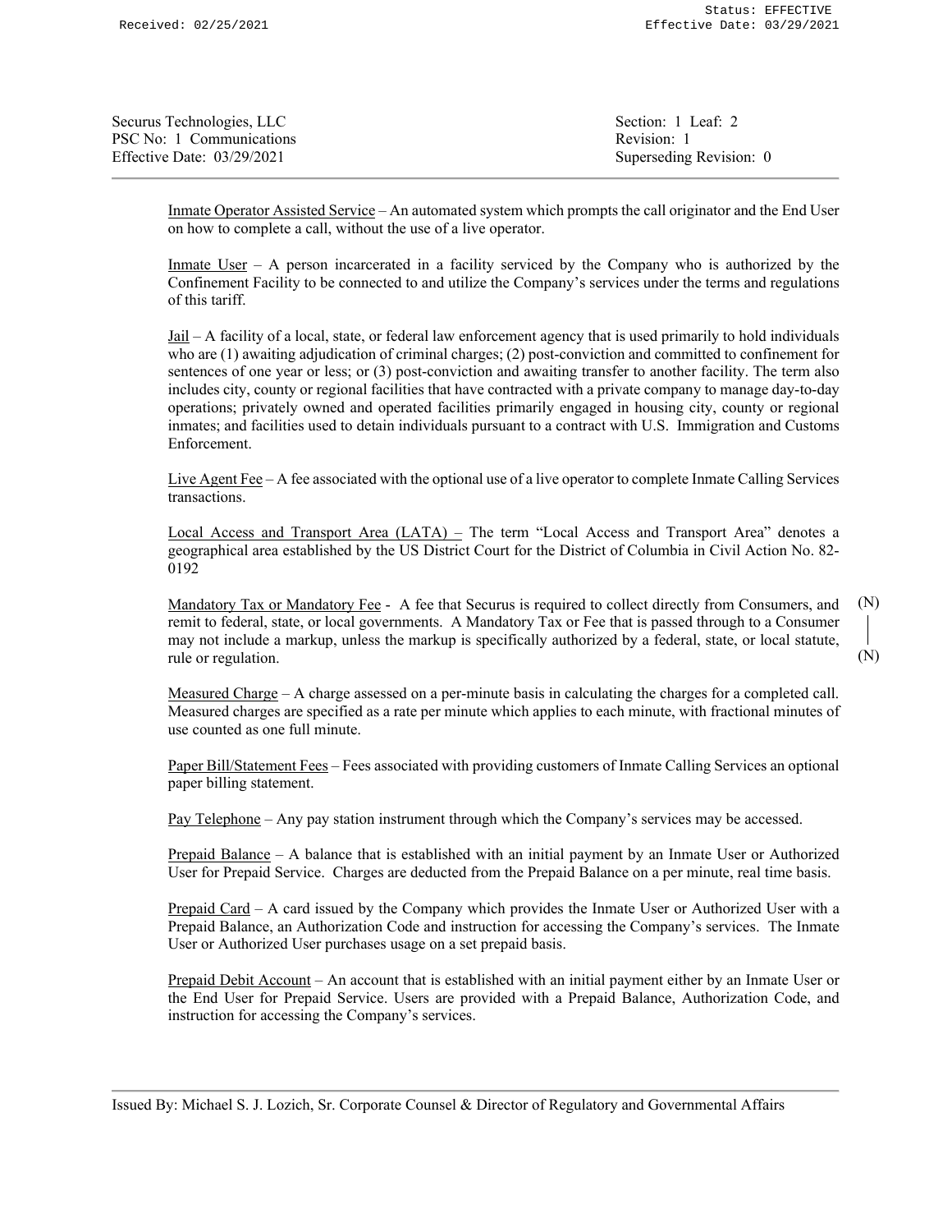Inmate Operator Assisted Service – An automated system which prompts the call originator and the End User on how to complete a call, without the use of a live operator.

Inmate User – A person incarcerated in a facility serviced by the Company who is authorized by the Confinement Facility to be connected to and utilize the Company's services under the terms and regulations of this tariff.

Jail – A facility of a local, state, or federal law enforcement agency that is used primarily to hold individuals who are (1) awaiting adjudication of criminal charges; (2) post-conviction and committed to confinement for sentences of one year or less; or (3) post-conviction and awaiting transfer to another facility. The term also includes city, county or regional facilities that have contracted with a private company to manage day-to-day operations; privately owned and operated facilities primarily engaged in housing city, county or regional inmates; and facilities used to detain individuals pursuant to a contract with U.S. Immigration and Customs Enforcement.

Live Agent Fee – A fee associated with the optional use of a live operator to complete Inmate Calling Services transactions.

Local Access and Transport Area (LATA) – The term "Local Access and Transport Area" denotes a geographical area established by the US District Court for the District of Columbia in Civil Action No. 82-0192

Mandatory Tax or Mandatory Fee - A fee that Securus is required to collect directly from Consumers, and remit to federal, state, or local governments. A Mandatory Tax or Fee that is passed through to a Consumer may not include a markup, unless the markup is specifically authorized by a federal, state, or local statute, rule or regulation. (N)

Measured Charge – A charge assessed on a per-minute basis in calculating the charges for a completed call. Measured charges are specified as a rate per minute which applies to each minute, with fractional minutes of use counted as one full minute.

Paper Bill/Statement Fees – Fees associated with providing customers of Inmate Calling Services an optional paper billing statement.

Pay Telephone – Any pay station instrument through which the Company's services may be accessed.

Prepaid Balance – A balance that is established with an initial payment by an Inmate User or Authorized User for Prepaid Service. Charges are deducted from the Prepaid Balance on a per minute, real time basis.

Prepaid Card – A card issued by the Company which provides the Inmate User or Authorized User with a Prepaid Balance, an Authorization Code and instruction for accessing the Company's services. The Inmate User or Authorized User purchases usage on a set prepaid basis.

Prepaid Debit Account – An account that is established with an initial payment either by an Inmate User or the End User for Prepaid Service. Users are provided with a Prepaid Balance, Authorization Code, and instruction for accessing the Company's services.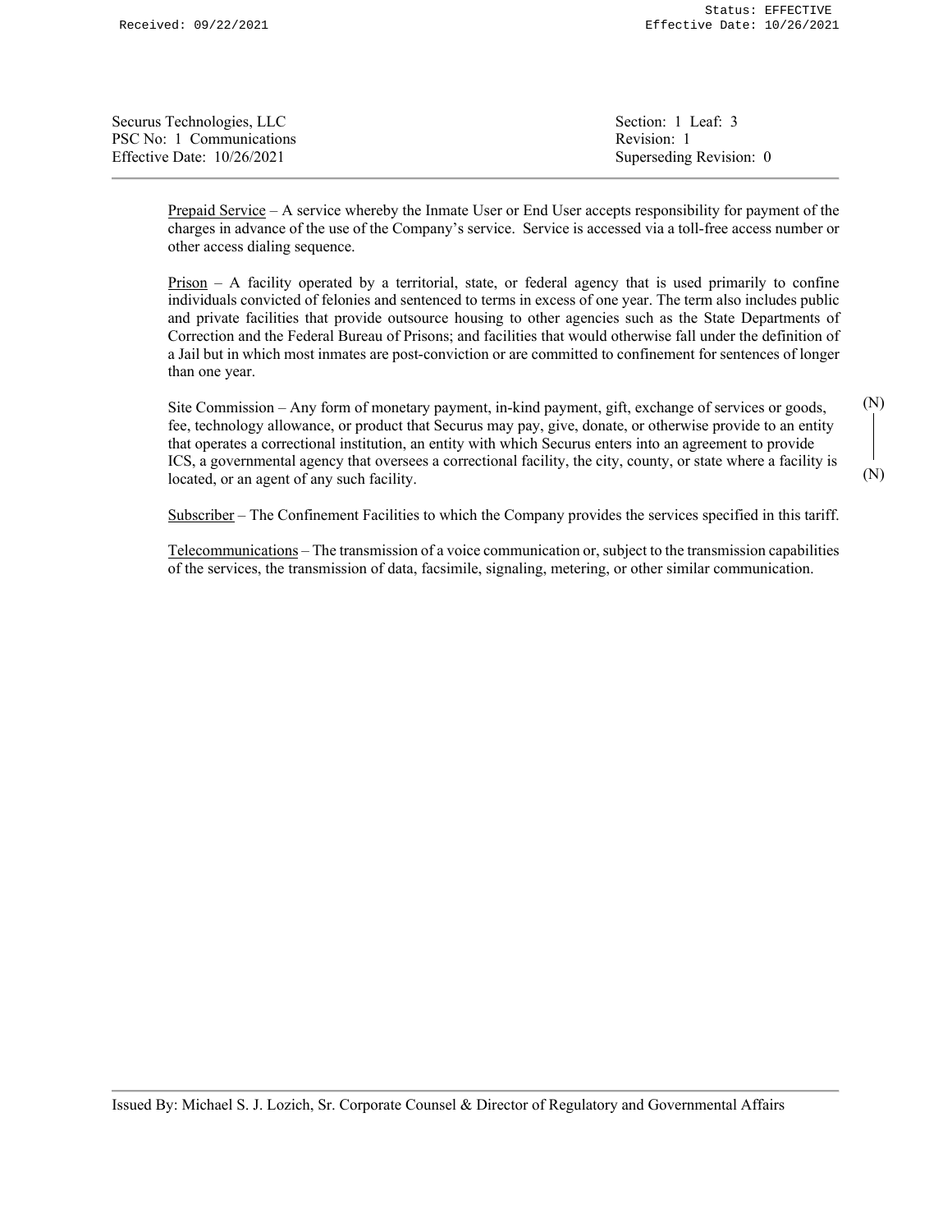Prepaid Service – A service whereby the Inmate User or End User accepts responsibility for payment of the charges in advance of the use of the Company's service. Service is accessed via a toll-free access number or other access dialing sequence.

Prison – A facility operated by a territorial, state, or federal agency that is used primarily to confine individuals convicted of felonies and sentenced to terms in excess of one year. The term also includes public and private facilities that provide outsource housing to other agencies such as the State Departments of Correction and the Federal Bureau of Prisons; and facilities that would otherwise fall under the definition of a Jail but in which most inmates are post-conviction or are committed to confinement for sentences of longer than one year.

Site Commission – Any form of monetary payment, in-kind payment, gift, exchange of services or goods, fee, technology allowance, or product that Securus may pay, give, donate, or otherwise provide to an entity that operates a correctional institution, an entity with which Securus enters into an agreement to provide ICS, a governmental agency that oversees a correctional facility, the city, county, or state where a facility is located, or an agent of any such facility. (N)

Subscriber – The Confinement Facilities to which the Company provides the services specified in this tariff.

Telecommunications – The transmission of a voice communication or, subject to the transmission capabilities of the services, the transmission of data, facsimile, signaling, metering, or other similar communication.